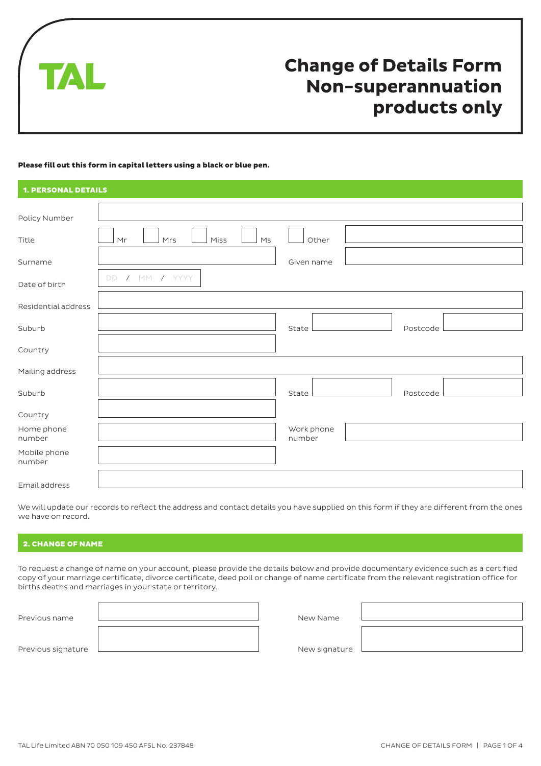TAL

# Change of Details Form Non-superannuation products only

**Please fill out this form in capital letters using a black or blue pen.**

## 1. PERSONAL DETAILS

| | | | | | |
|---|---|---|---|---|---|
| Policy Number | | | | | |
| Title | ☐ Mr ☐ Mrs ☐ Miss ☐ Ms | ☐ Other | | | |
| Surname | | Given name | | | |
| Date of birth | DD / MM / YYYY | | | | |
| Residential address | | | | | |
| Suburb | | State | | Postcode | |
| Country | | | | | |
| Mailing address | | | | | |
| Suburb | | State | | Postcode | |
| Country | | | | | |
| Home phone number | | Work phone number | | | |
| Mobile phone number | | | | | |
| Email address | | | | | |

We will update our records to reflect the address and contact details you have supplied on this form if they are different from the ones we have on record.

## 2. CHANGE OF NAME

To request a change of name on your account, please provide the details below and provide documentary evidence such as a certified copy of your marriage certificate, divorce certificate, deed poll or change of name certificate from the relevant registration office for births deaths and marriages in your state or territory.

| | | | |
|---|---|---|---|
| Previous name | | New Name | |
| Previous signature | | New signature | |

TAL Life Limited ABN 70 050 109 450 AFSL No. 237848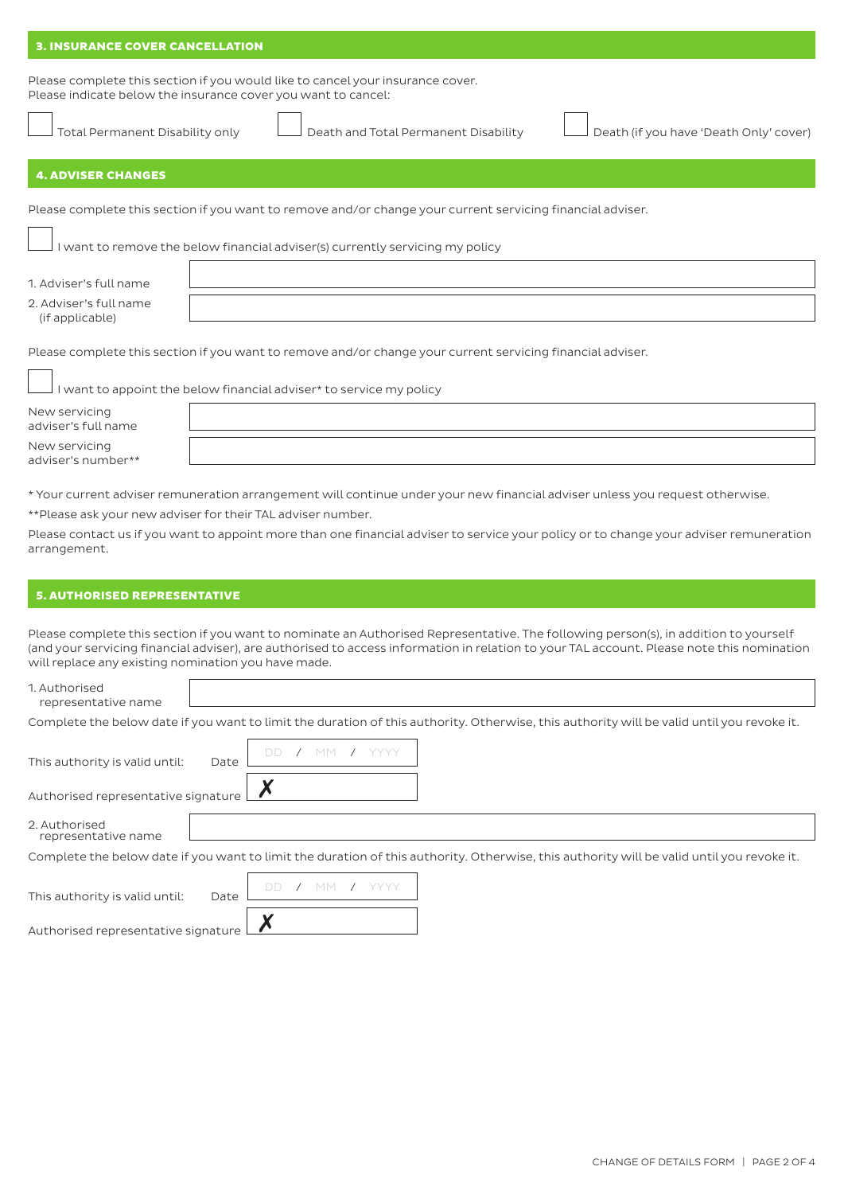## 3. INSURANCE COVER CANCELLATION

Please complete this section if you would like to cancel your insurance cover.
Please indicate below the insurance cover you want to cancel:

☐ Total Permanent Disability only ☐ Death and Total Permanent Disability ☐ Death (if you have 'Death Only' cover)

## 4. ADVISER CHANGES

Please complete this section if you want to remove and/or change your current servicing financial adviser.

☐ I want to remove the below financial adviser(s) currently servicing my policy

| | |
|---|---|
| 1. Adviser's full name | |
| 2. Adviser's full name (if applicable) | |

Please complete this section if you want to remove and/or change your current servicing financial adviser.

☐ I want to appoint the below financial adviser* to service my policy

| | |
|---|---|
| New servicing adviser's full name | |
| New servicing adviser's number** | |

* Your current adviser remuneration arrangement will continue under your new financial adviser unless you request otherwise.

**Please ask your new adviser for their TAL adviser number.

Please contact us if you want to appoint more than one financial adviser to service your policy or to change your adviser remuneration arrangement.

## 5. AUTHORISED REPRESENTATIVE

Please complete this section if you want to nominate an Authorised Representative. The following person(s), in addition to yourself (and your servicing financial adviser), are authorised to access information in relation to your TAL account. Please note this nomination will replace any existing nomination you have made.

1. Authorised representative name: ____________________

Complete the below date if you want to limit the duration of this authority. Otherwise, this authority will be valid until you revoke it.

This authority is valid until: Date DD / MM / YYYY

Authorised representative signature ✗

2. Authorised representative name: ____________________

Complete the below date if you want to limit the duration of this authority. Otherwise, this authority will be valid until you revoke it.

This authority is valid until: Date DD / MM / YYYY

Authorised representative signature ✗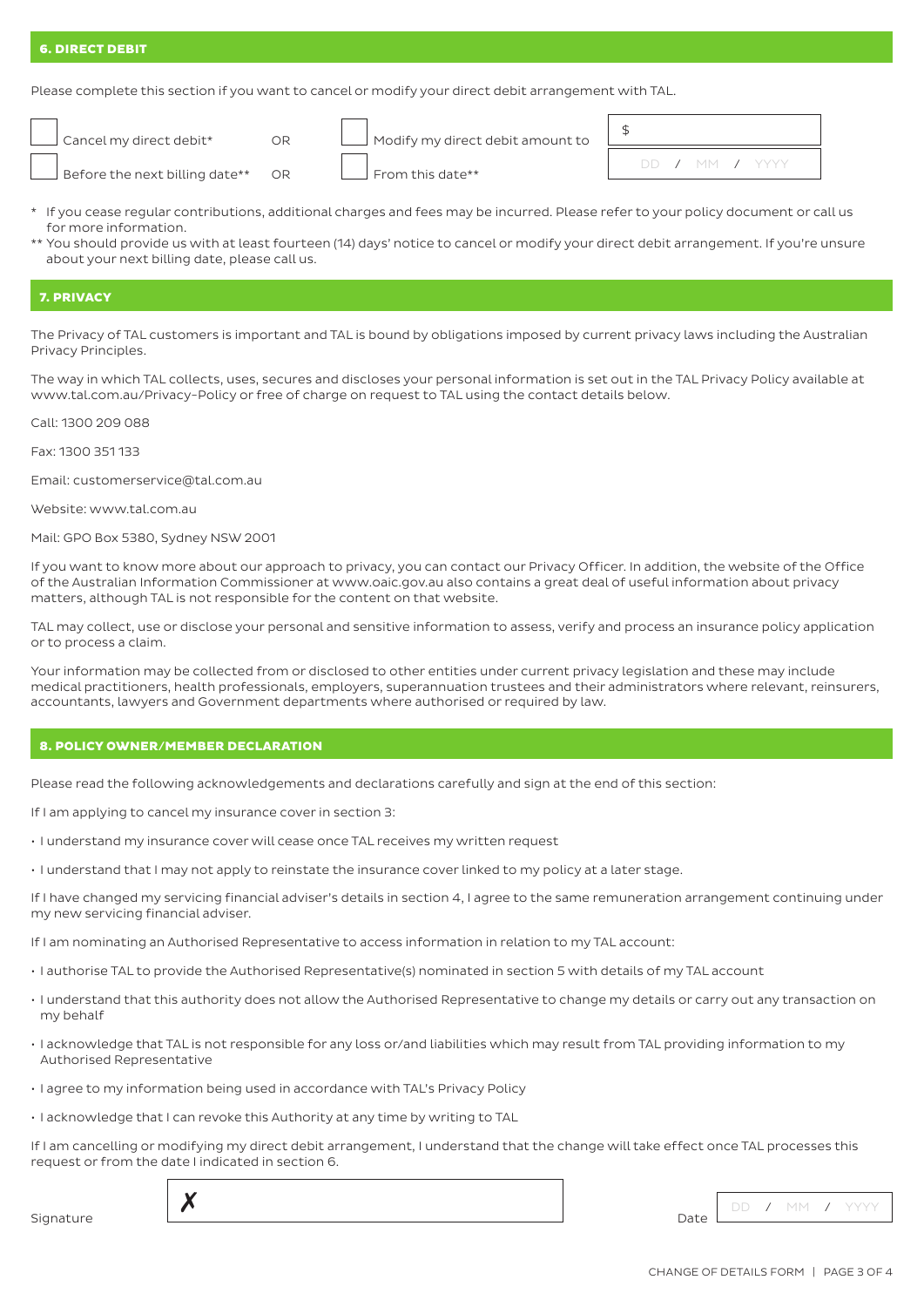## 6. DIRECT DEBIT

Please complete this section if you want to cancel or modify your direct debit arrangement with TAL.

☐ Cancel my direct debit* OR ☐ Modify my direct debit amount to $ ______

☐ Before the next billing date** OR ☐ From this date** DD / MM / YYYY

\* If you cease regular contributions, additional charges and fees may be incurred. Please refer to your policy document or call us for more information.

\*\* You should provide us with at least fourteen (14) days' notice to cancel or modify your direct debit arrangement. If you're unsure about your next billing date, please call us.

## 7. PRIVACY

The Privacy of TAL customers is important and TAL is bound by obligations imposed by current privacy laws including the Australian Privacy Principles.

The way in which TAL collects, uses, secures and discloses your personal information is set out in the TAL Privacy Policy available at www.tal.com.au/Privacy-Policy or free of charge on request to TAL using the contact details below.

Call: 1300 209 088

Fax: 1300 351 133

Email: customerservice@tal.com.au

Website: www.tal.com.au

Mail: GPO Box 5380, Sydney NSW 2001

If you want to know more about our approach to privacy, you can contact our Privacy Officer. In addition, the website of the Office of the Australian Information Commissioner at www.oaic.gov.au also contains a great deal of useful information about privacy matters, although TAL is not responsible for the content on that website.

TAL may collect, use or disclose your personal and sensitive information to assess, verify and process an insurance policy application or to process a claim.

Your information may be collected from or disclosed to other entities under current privacy legislation and these may include medical practitioners, health professionals, employers, superannuation trustees and their administrators where relevant, reinsurers, accountants, lawyers and Government departments where authorised or required by law.

## 8. POLICY OWNER/MEMBER DECLARATION

Please read the following acknowledgements and declarations carefully and sign at the end of this section:

If I am applying to cancel my insurance cover in section 3:

- I understand my insurance cover will cease once TAL receives my written request
- I understand that I may not apply to reinstate the insurance cover linked to my policy at a later stage.

If I have changed my servicing financial adviser's details in section 4, I agree to the same remuneration arrangement continuing under my new servicing financial adviser.

If I am nominating an Authorised Representative to access information in relation to my TAL account:

- I authorise TAL to provide the Authorised Representative(s) nominated in section 5 with details of my TAL account
- I understand that this authority does not allow the Authorised Representative to change my details or carry out any transaction on my behalf
- I acknowledge that TAL is not responsible for any loss or/and liabilities which may result from TAL providing information to my Authorised Representative
- I agree to my information being used in accordance with TAL's Privacy Policy
- I acknowledge that I can revoke this Authority at any time by writing to TAL

If I am cancelling or modifying my direct debit arrangement, I understand that the change will take effect once TAL processes this request or from the date I indicated in section 6.

Signature ✗ ______________________ Date DD / MM / YYYY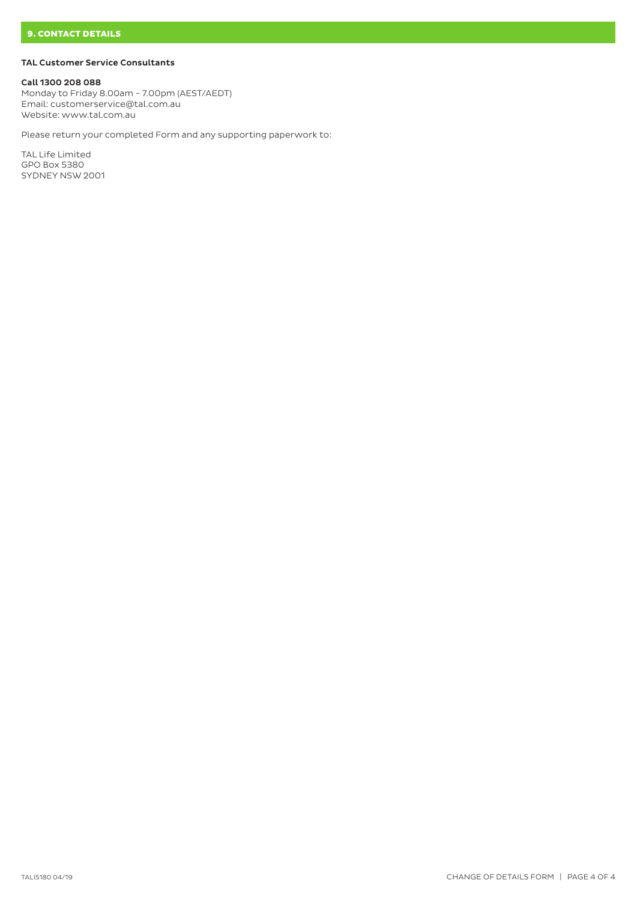## 9. CONTACT DETAILS

**TAL Customer Service Consultants**

**Call 1300 208 088**
Monday to Friday 8.00am – 7.00pm (AEST/AEDT)
Email: customerservice@tal.com.au
Website: www.tal.com.au

Please return your completed Form and any supporting paperwork to:

TAL Life Limited
GPO Box 5380
SYDNEY NSW 2001

TALI5180 04/19